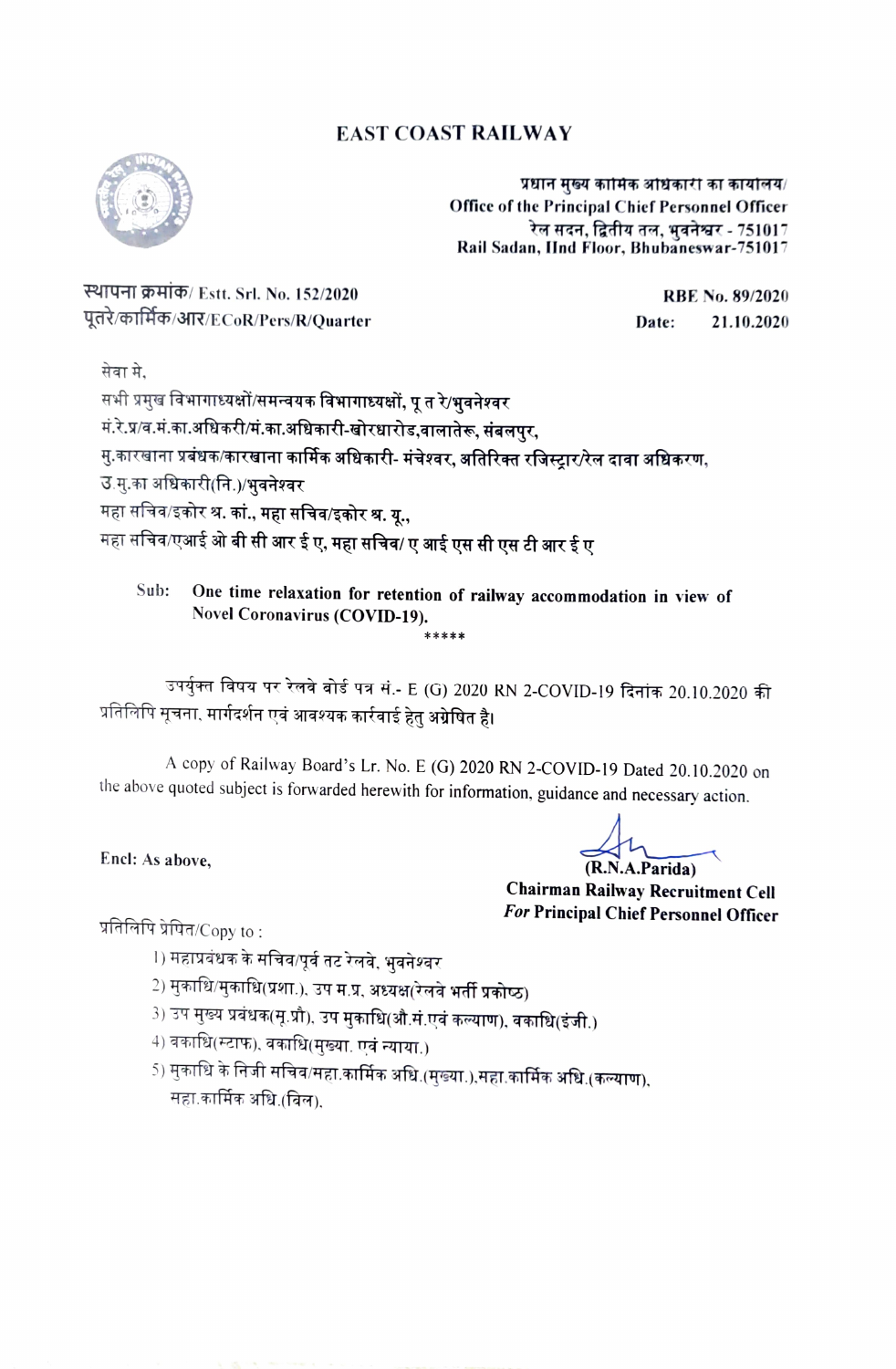# EAST COAST RAILWAY

प्रधान मुख्य कार्मिक अधिकारी का कार्यालय/
Office of the Principal Chief Personnel Officer
रेल सदन, द्वितीय तल, भुवनेश्वर - 751017
Rail Sadan, IInd Floor, Bhubaneswar-751017

स्थापना क्रमांक/ Estt. Srl. No. 152/2020
पूतरे/कार्मिक/आर/ECoR/Pers/R/Quarter

**RBE No. 89/2020**
**Date: 21.10.2020**

सेवा मे,
सभी प्रमुख विभागाध्यक्षों/समन्वयक विभागाध्यक्षों, पू त रे/भुवनेश्वर
मं.रे.प्र/व.मं.का.अधिकरी/मं.का.अधिकारी-खोरधारोड,वालातेरू, संबलपुर,
मु.कारखाना प्रबंधक/कारखाना कार्मिक अधिकारी- मंचेश्वर, अतिरिक्त रजिस्ट्रार/रेल दावा अधिकरण,
उ.मु.का अधिकारी(नि.)/भुवनेश्वर
महा सचिव/इकोर श्र. कां., महा सचिव/इकोर श्र. यू.,
महा सचिव/एआई ओ बी सी आर ई ए, महा सचिव/ ए आई एस सी एस टी आर ई ए

Sub: **One time relaxation for retention of railway accommodation in view of Novel Coronavirus (COVID-19).**

*****

उपर्युक्त विषय पर रेलवे बोर्ड पत्र सं.- E (G) 2020 RN 2-COVID-19 दिनांक 20.10.2020 की प्रतिलिपि सूचना, मार्गदर्शन एवं आवश्यक कार्रवाई हेतु अग्रेषित है।

A copy of Railway Board's Lr. No. E (G) 2020 RN 2-COVID-19 Dated 20.10.2020 on the above quoted subject is forwarded herewith for information, guidance and necessary action.

**Encl: As above,**

**(R.N.A.Parida)**
**Chairman Railway Recruitment Cell**
***For* Principal Chief Personnel Officer**

प्रतिलिपि प्रेषित/Copy to :

1) महाप्रबंधक के सचिव/पूर्व तट रेलवे, भुवनेश्वर
2) मुकाधि/मुकाधि(प्रशा.), उप म.प्र, अध्यक्ष(रेलवे भर्ती प्रकोष्ठ)
3) उप मुख्य प्रबंधक(सू.प्रौ), उप मुकाधि(औ.सं.एवं कल्याण), वकाधि(इंजी.)
4) वकाधि(स्टाफ), वकाधि(मुख्या. एवं न्याया.)
5) मुकाधि के निजी सचिव/महा.कार्मिक अधि.(मुख्या.),महा.कार्मिक अधि.(कल्याण), महा.कार्मिक अधि.(विल),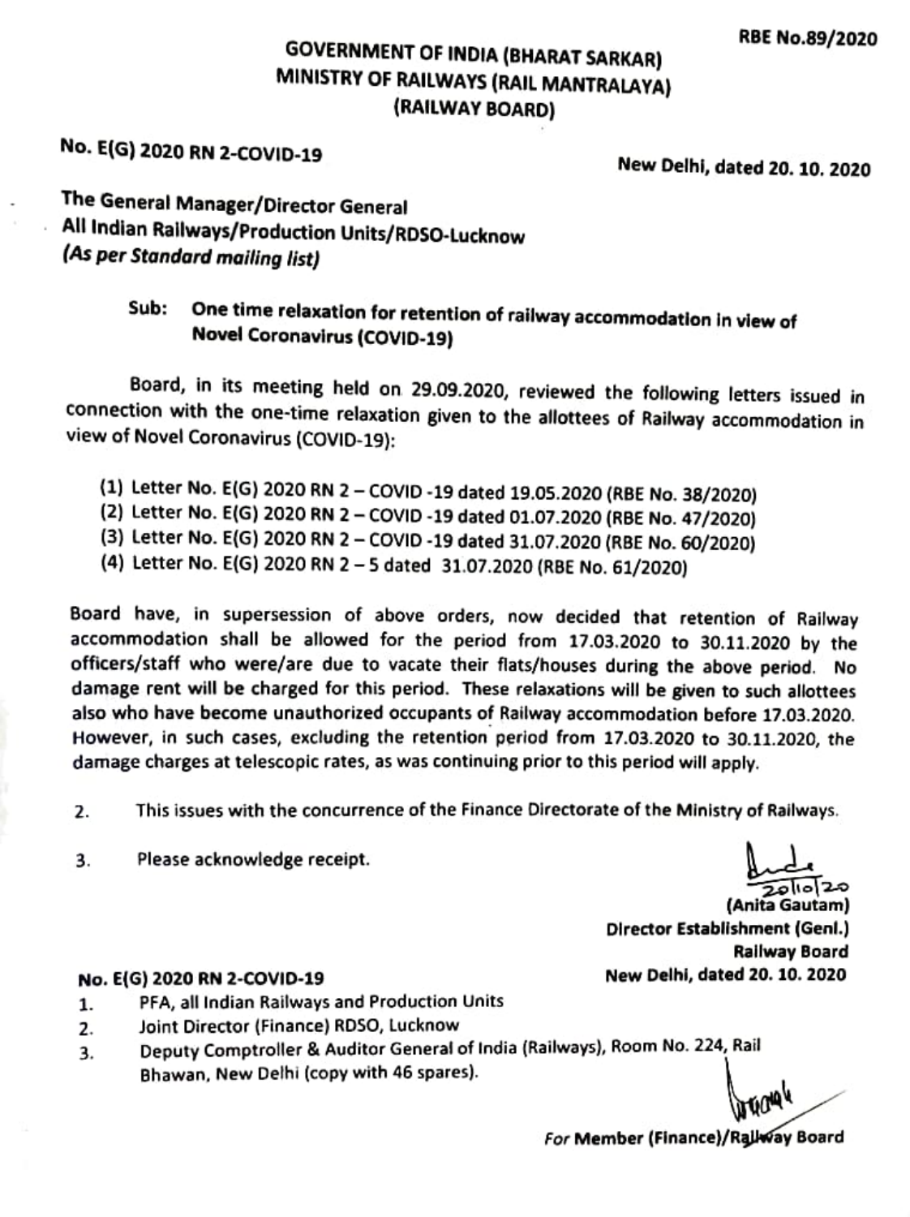RBE No.89/2020

**GOVERNMENT OF INDIA (BHARAT SARKAR)**
**MINISTRY OF RAILWAYS (RAIL MANTRALAYA)**
**(RAILWAY BOARD)**

**No. E(G) 2020 RN 2-COVID-19** **New Delhi, dated 20. 10. 2020**

**The General Manager/Director General**
**All Indian Railways/Production Units/RDSO-Lucknow**
***(As per Standard mailing list)***

**Sub: One time relaxation for retention of railway accommodation in view of Novel Coronavirus (COVID-19)**

Board, in its meeting held on 29.09.2020, reviewed the following letters issued in connection with the one-time relaxation given to the allottees of Railway accommodation in view of Novel Coronavirus (COVID-19):

(1) Letter No. E(G) 2020 RN 2 – COVID -19 dated 19.05.2020 (RBE No. 38/2020)
(2) Letter No. E(G) 2020 RN 2 – COVID -19 dated 01.07.2020 (RBE No. 47/2020)
(3) Letter No. E(G) 2020 RN 2 – COVID -19 dated 31.07.2020 (RBE No. 60/2020)
(4) Letter No. E(G) 2020 RN 2 – 5 dated 31.07.2020 (RBE No. 61/2020)

Board have, in supersession of above orders, now decided that retention of Railway accommodation shall be allowed for the period from 17.03.2020 to 30.11.2020 by the officers/staff who were/are due to vacate their flats/houses during the above period. No damage rent will be charged for this period. These relaxations will be given to such allottees also who have become unauthorized occupants of Railway accommodation before 17.03.2020. However, in such cases, excluding the retention period from 17.03.2020 to 30.11.2020, the damage charges at telescopic rates, as was continuing prior to this period will apply.

2. This issues with the concurrence of the Finance Directorate of the Ministry of Railways.

3. Please acknowledge receipt.

20/10/20
**(Anita Gautam)**
**Director Establishment (Genl.)**
**Railway Board**

**No. E(G) 2020 RN 2-COVID-19** **New Delhi, dated 20. 10. 2020**

1. PFA, all Indian Railways and Production Units
2. Joint Director (Finance) RDSO, Lucknow
3. Deputy Comptroller & Auditor General of India (Railways), Room No. 224, Rail Bhawan, New Delhi (copy with 46 spares).

*For* **Member (Finance)/Railway Board**